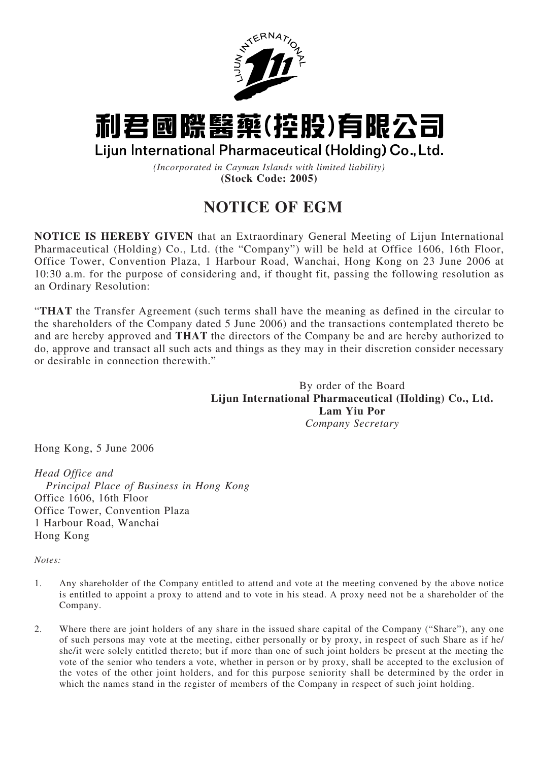# 利君國際醫藥(控股)有限公司

**Lijun International Pharmaceutical (Holding) Co., Ltd.**

*(Incorporated in Cayman Islands with limited liability)*

**(Stock Code: 2005)**

## NOTICE OF EGM

**NOTICE IS HEREBY GIVEN** that an Extraordinary General Meeting of Lijun International Pharmaceutical (Holding) Co., Ltd. (the "Company") will be held at Office 1606, 16th Floor, Office Tower, Convention Plaza, 1 Harbour Road, Wanchai, Hong Kong on 23 June 2006 at 10:30 a.m. for the purpose of considering and, if thought fit, passing the following resolution as an Ordinary Resolution:

"**THAT** the Transfer Agreement (such terms shall have the meaning as defined in the circular to the shareholders of the Company dated 5 June 2006) and the transactions contemplated thereto be and are hereby approved and **THAT** the directors of the Company be and are hereby authorized to do, approve and transact all such acts and things as they may in their discretion consider necessary or desirable in connection therewith."

By order of the Board
**Lijun International Pharmaceutical (Holding) Co., Ltd.**
**Lam Yiu Por**
*Company Secretary*

Hong Kong, 5 June 2006

*Head Office and*
*Principal Place of Business in Hong Kong*
Office 1606, 16th Floor
Office Tower, Convention Plaza
1 Harbour Road, Wanchai
Hong Kong

*Notes:*

1. Any shareholder of the Company entitled to attend and vote at the meeting convened by the above notice is entitled to appoint a proxy to attend and to vote in his stead. A proxy need not be a shareholder of the Company.

2. Where there are joint holders of any share in the issued share capital of the Company ("Share"), any one of such persons may vote at the meeting, either personally or by proxy, in respect of such Share as if he/she/it were solely entitled thereto; but if more than one of such joint holders be present at the meeting the vote of the senior who tenders a vote, whether in person or by proxy, shall be accepted to the exclusion of the votes of the other joint holders, and for this purpose seniority shall be determined by the order in which the names stand in the register of members of the Company in respect of such joint holding.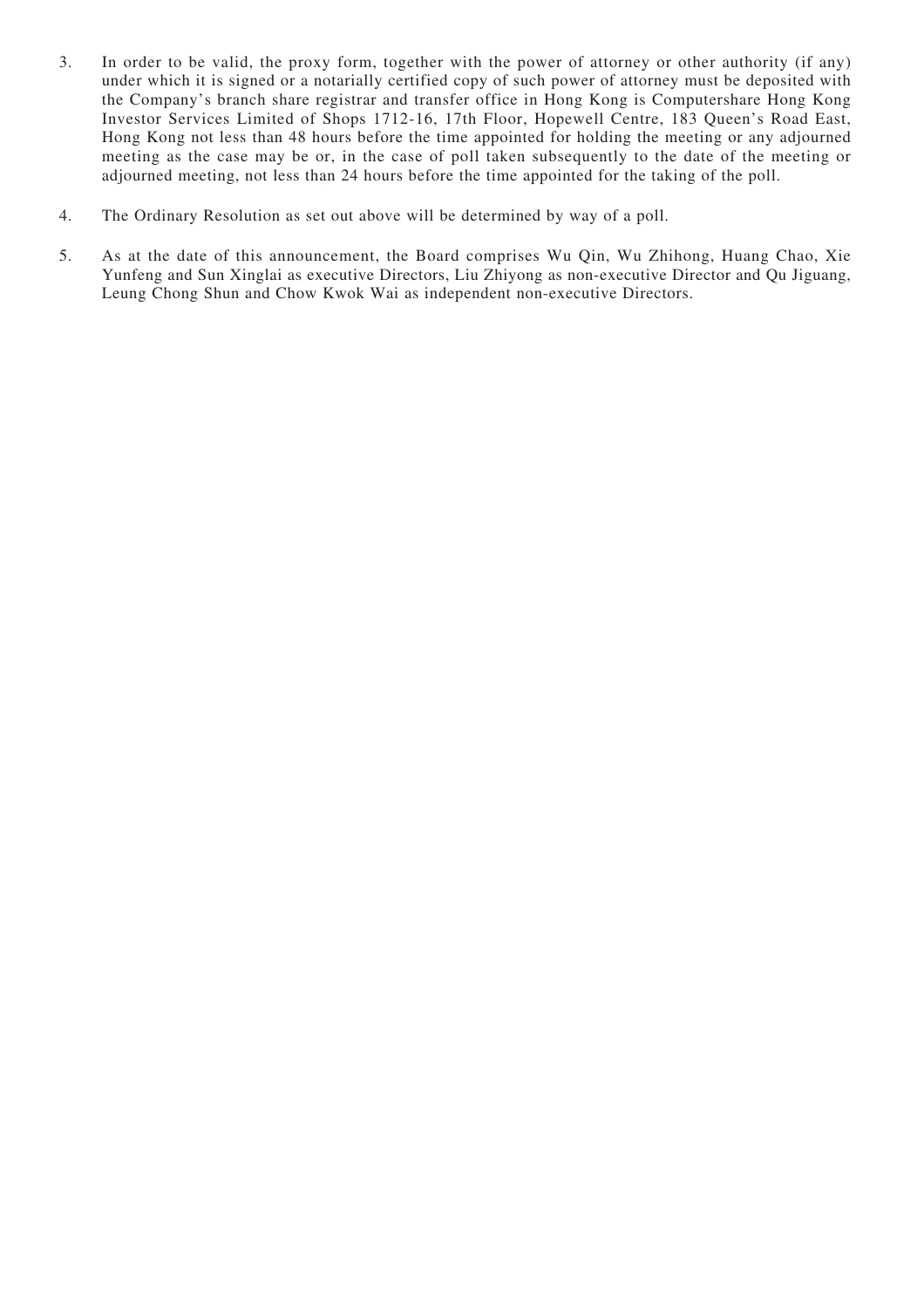3. In order to be valid, the proxy form, together with the power of attorney or other authority (if any) under which it is signed or a notarially certified copy of such power of attorney must be deposited with the Company's branch share registrar and transfer office in Hong Kong is Computershare Hong Kong Investor Services Limited of Shops 1712-16, 17th Floor, Hopewell Centre, 183 Queen's Road East, Hong Kong not less than 48 hours before the time appointed for holding the meeting or any adjourned meeting as the case may be or, in the case of poll taken subsequently to the date of the meeting or adjourned meeting, not less than 24 hours before the time appointed for the taking of the poll.

4. The Ordinary Resolution as set out above will be determined by way of a poll.

5. As at the date of this announcement, the Board comprises Wu Qin, Wu Zhihong, Huang Chao, Xie Yunfeng and Sun Xinglai as executive Directors, Liu Zhiyong as non-executive Director and Qu Jiguang, Leung Chong Shun and Chow Kwok Wai as independent non-executive Directors.